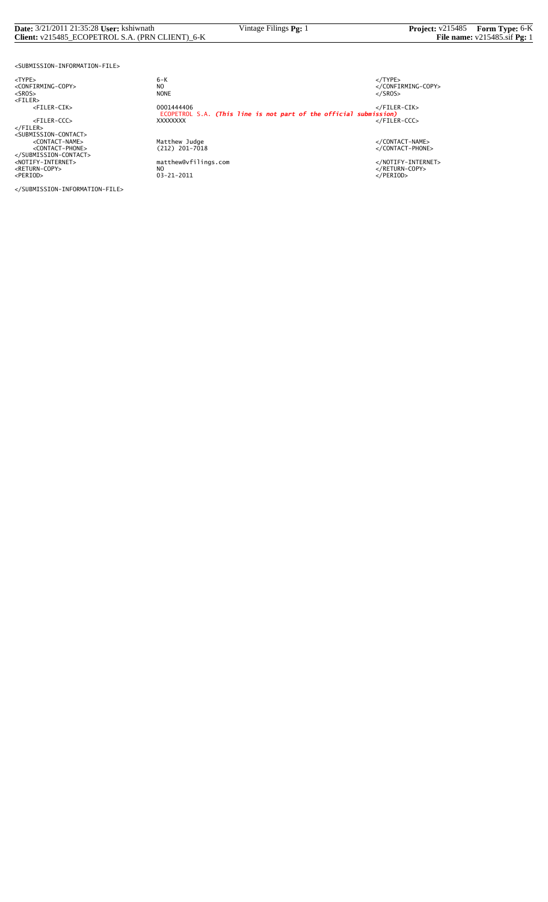```
<SUBMISSION-INFORMATION-FILE>

<TYPE>                    6-K                                                                  </TYPE>
<CONFIRMING-COPY>         NO                                                                   </CONFIRMING-COPY>
<SROS>                    NONE                                                                 </SROS>
<FILER>
     <FILER-CIK>          0001444406                                                           </FILER-CIK>
                          ECOPETROL S.A. (This line is not part of the official submission)
     <FILER-CCC>          XXXXXXXX                                                             </FILER-CCC>
</FILER>
<SUBMISSION-CONTACT>
     <CONTACT-NAME>       Matthew Judge                                                        </CONTACT-NAME>
     <CONTACT-PHONE>      (212) 201-7018                                                       </CONTACT-PHONE>
</SUBMISSION-CONTACT>
<NOTIFY-INTERNET>         matthew@vfilings.com                                                 </NOTIFY-INTERNET>
<RETURN-COPY>             NO                                                                   </RETURN-COPY>
<PERIOD>                  03-21-2011                                                           </PERIOD>

</SUBMISSION-INFORMATION-FILE>
```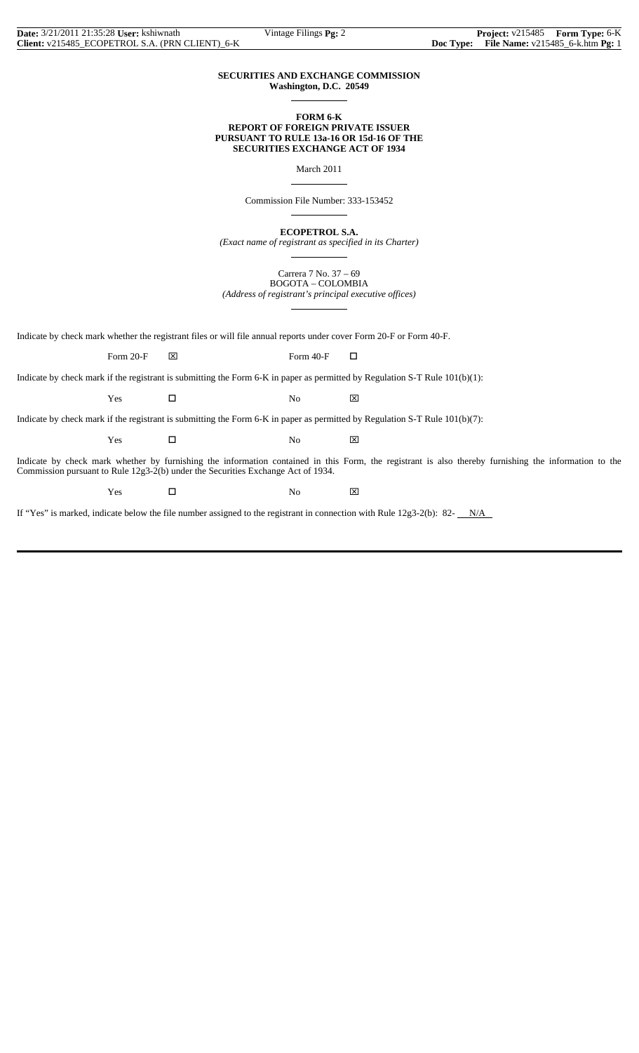**SECURITIES AND EXCHANGE COMMISSION**
**Washington, D.C. 20549**

**FORM 6-K**
**REPORT OF FOREIGN PRIVATE ISSUER**
**PURSUANT TO RULE 13a-16 OR 15d-16 OF THE**
**SECURITIES EXCHANGE ACT OF 1934**

March 2011

Commission File Number: 333-153452

**ECOPETROL S.A.**
*(Exact name of registrant as specified in its Charter)*

Carrera 7 No. 37 – 69
BOGOTA – COLOMBIA
*(Address of registrant's principal executive offices)*

Indicate by check mark whether the registrant files or will file annual reports under cover Form 20-F or Form 40-F.

Form 20-F ☒ Form 40-F ☐

Indicate by check mark if the registrant is submitting the Form 6-K in paper as permitted by Regulation S-T Rule 101(b)(1):

Yes ☐ No ☒

Indicate by check mark if the registrant is submitting the Form 6-K in paper as permitted by Regulation S-T Rule 101(b)(7):

Yes ☐ No ☒

Indicate by check mark whether by furnishing the information contained in this Form, the registrant is also thereby furnishing the information to the Commission pursuant to Rule 12g3-2(b) under the Securities Exchange Act of 1934.

Yes ☐ No ☒

If "Yes" is marked, indicate below the file number assigned to the registrant in connection with Rule 12g3-2(b): 82- N/A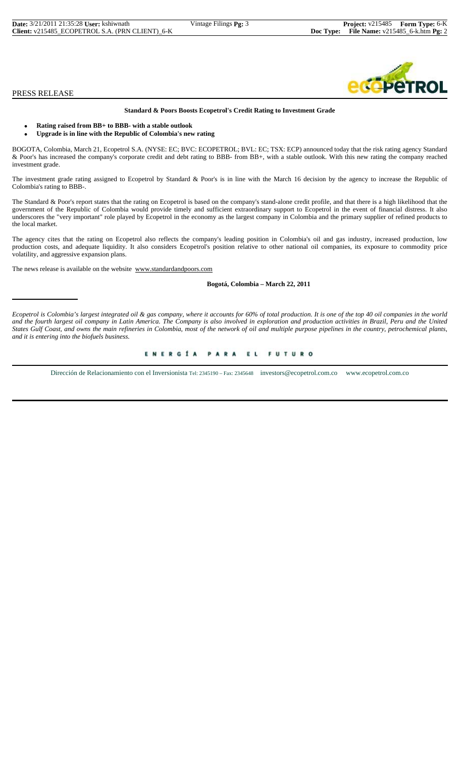PRESS RELEASE

**Standard & Poors Boosts Ecopetrol's Credit Rating to Investment Grade**

- **Rating raised from BB+ to BBB- with a stable outlook**
- **Upgrade is in line with the Republic of Colombia's new rating**

BOGOTA, Colombia, March 21, Ecopetrol S.A. (NYSE: EC; BVC: ECOPETROL; BVL: EC; TSX: ECP) announced today that the risk rating agency Standard & Poor's has increased the company's corporate credit and debt rating to BBB- from BB+, with a stable outlook. With this new rating the company reached investment grade.

The investment grade rating assigned to Ecopetrol by Standard & Poor's is in line with the March 16 decision by the agency to increase the Republic of Colombia's rating to BBB-.

The Standard & Poor's report states that the rating on Ecopetrol is based on the company's stand-alone credit profile, and that there is a high likelihood that the government of the Republic of Colombia would provide timely and sufficient extraordinary support to Ecopetrol in the event of financial distress. It also underscores the "very important" role played by Ecopetrol in the economy as the largest company in Colombia and the primary supplier of refined products to the local market.

The agency cites that the rating on Ecopetrol also reflects the company's leading position in Colombia's oil and gas industry, increased production, low production costs, and adequate liquidity. It also considers Ecopetrol's position relative to other national oil companies, its exposure to commodity price volatility, and aggressive expansion plans.

The news release is available on the website www.standardandpoors.com

**Bogotá, Colombia – March 22, 2011**

---

*Ecopetrol is Colombia's largest integrated oil & gas company, where it accounts for 60% of total production. It is one of the top 40 oil companies in the world and the fourth largest oil company in Latin America. The Company is also involved in exploration and production activities in Brazil, Peru and the United States Gulf Coast, and owns the main refineries in Colombia, most of the network of oil and multiple purpose pipelines in the country, petrochemical plants, and it is entering into the biofuels business.*

ENERGÍA PARA EL FUTURO

Dirección de Relacionamiento con el Inversionista Tel: 2345190 – Fax: 2345648 investors@ecopetrol.com.co www.ecopetrol.com.co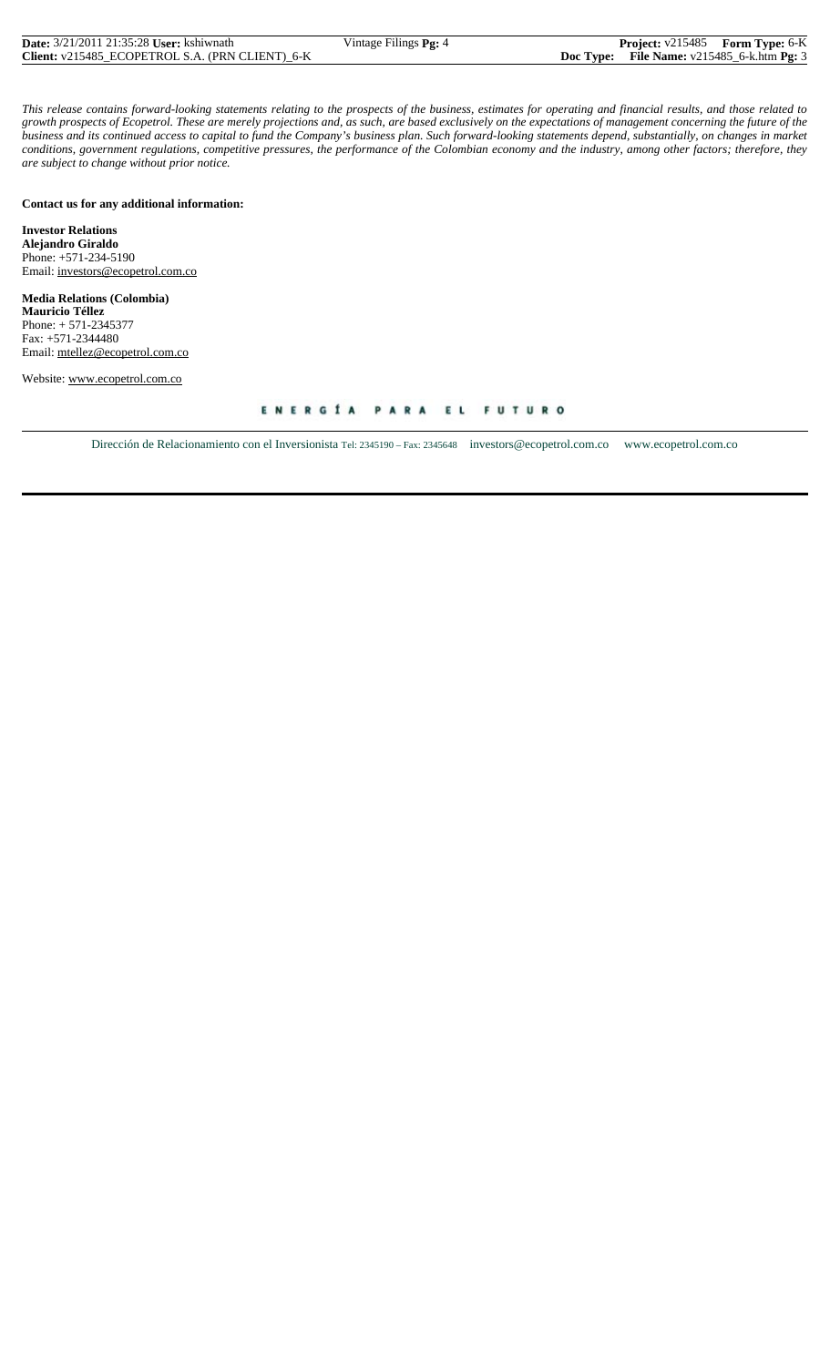*This release contains forward-looking statements relating to the prospects of the business, estimates for operating and financial results, and those related to growth prospects of Ecopetrol. These are merely projections and, as such, are based exclusively on the expectations of management concerning the future of the business and its continued access to capital to fund the Company's business plan. Such forward-looking statements depend, substantially, on changes in market conditions, government regulations, competitive pressures, the performance of the Colombian economy and the industry, among other factors; therefore, they are subject to change without prior notice.*

**Contact us for any additional information:**

**Investor Relations**
**Alejandro Giraldo**
Phone: +571-234-5190
Email: investors@ecopetrol.com.co

**Media Relations (Colombia)**
**Mauricio Téllez**
Phone: + 571-2345377
Fax: +571-2344480
Email: mtellez@ecopetrol.com.co

Website: www.ecopetrol.com.co

ENERGÍA PARA EL FUTURO

Dirección de Relacionamiento con el Inversionista Tel: 2345190 – Fax: 2345648 investors@ecopetrol.com.co www.ecopetrol.com.co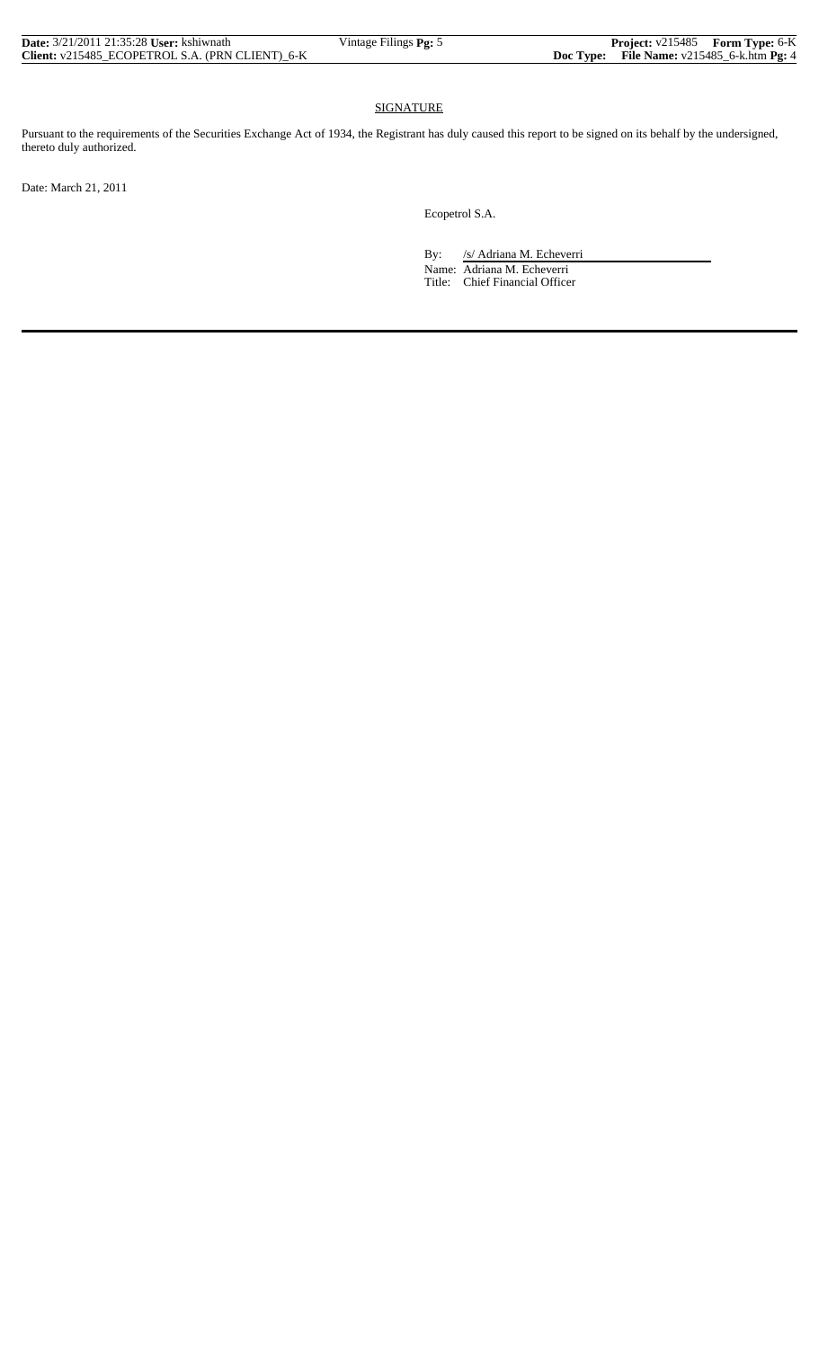## SIGNATURE

Pursuant to the requirements of the Securities Exchange Act of 1934, the Registrant has duly caused this report to be signed on its behalf by the undersigned, thereto duly authorized.

Date: March 21, 2011

Ecopetrol S.A.

By: /s/ Adriana M. Echeverri

Name: Adriana M. Echeverri

Title: Chief Financial Officer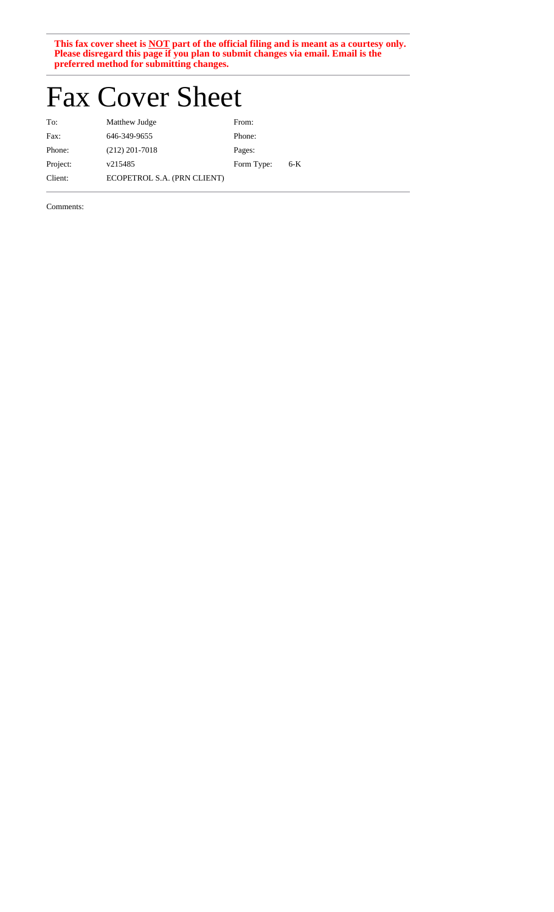**This fax cover sheet is <u>NOT</u> part of the official filing and is meant as a courtesy only. Please disregard this page if you plan to submit changes via email. Email is the preferred method for submitting changes.**

# Fax Cover Sheet

| | | | |
|---|---|---|---|
| To: | Matthew Judge | From: | |
| Fax: | 646-349-9655 | Phone: | |
| Phone: | (212) 201-7018 | Pages: | |
| Project: | v215485 | Form Type: | 6-K |
| Client: | ECOPETROL S.A. (PRN CLIENT) | | |

Comments: